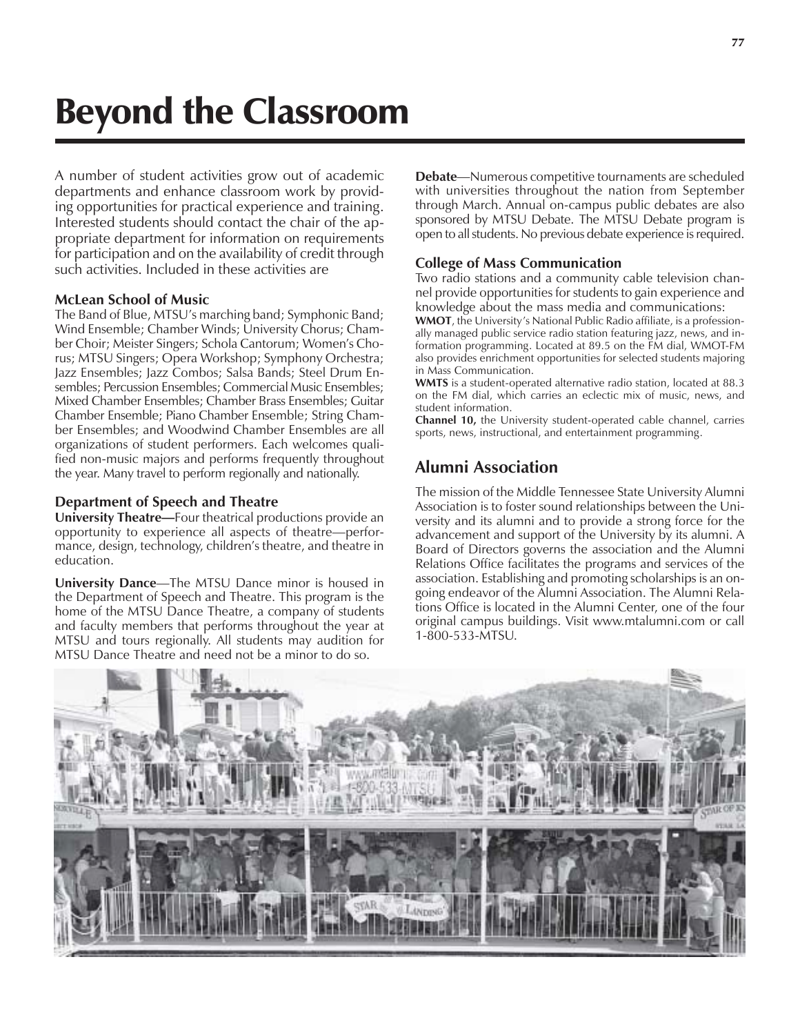# Beyond the Classroom

A number of student activities grow out of academic departments and enhance classroom work by providing opportunities for practical experience and training. Interested students should contact the chair of the appropriate department for information on requirements for participation and on the availability of credit through such activities. Included in these activities are

### McLean School of Music

The Band of Blue, MTSU's marching band; Symphonic Band; Wind Ensemble; Chamber Winds; University Chorus; Chamber Choir; Meister Singers; Schola Cantorum; Women's Chorus; MTSU Singers; Opera Workshop; Symphony Orchestra; Jazz Ensembles; Jazz Combos; Salsa Bands; Steel Drum Ensembles; Percussion Ensembles; Commercial Music Ensembles; Mixed Chamber Ensembles; Chamber Brass Ensembles; Guitar Chamber Ensemble; Piano Chamber Ensemble; String Chamber Ensembles; and Woodwind Chamber Ensembles are all organizations of student performers. Each welcomes qualified non-music majors and performs frequently throughout the year. Many travel to perform regionally and nationally.

### Department of Speech and Theatre

**University Theatre—**Four theatrical productions provide an opportunity to experience all aspects of theatre—performance, design, technology, children's theatre, and theatre in education.

**University Dance**—The MTSU Dance minor is housed in the Department of Speech and Theatre. This program is the home of the MTSU Dance Theatre, a company of students and faculty members that performs throughout the year at MTSU and tours regionally. All students may audition for MTSU Dance Theatre and need not be a minor to do so.

**Debate**—Numerous competitive tournaments are scheduled with universities throughout the nation from September through March. Annual on-campus public debates are also sponsored by MTSU Debate. The MTSU Debate program is open to all students. No previous debate experience is required.

### College of Mass Communication

Two radio stations and a community cable television channel provide opportunities for students to gain experience and knowledge about the mass media and communications:

**WMOT**, the University's National Public Radio affiliate, is a professionally managed public service radio station featuring jazz, news, and information programming. Located at 89.5 on the FM dial, WMOT-FM also provides enrichment opportunities for selected students majoring in Mass Communication.

**WMTS** is a student-operated alternative radio station, located at 88.3 on the FM dial, which carries an eclectic mix of music, news, and student information.

**Channel 10,** the University student-operated cable channel, carries sports, news, instructional, and entertainment programming.

## Alumni Association

The mission of the Middle Tennessee State University Alumni Association is to foster sound relationships between the University and its alumni and to provide a strong force for the advancement and support of the University by its alumni. A Board of Directors governs the association and the Alumni Relations Office facilitates the programs and services of the association. Establishing and promoting scholarships is an ongoing endeavor of the Alumni Association. The Alumni Relations Office is located in the Alumni Center, one of the four original campus buildings. Visit www.mtalumni.com or call 1-800-533-MTSU.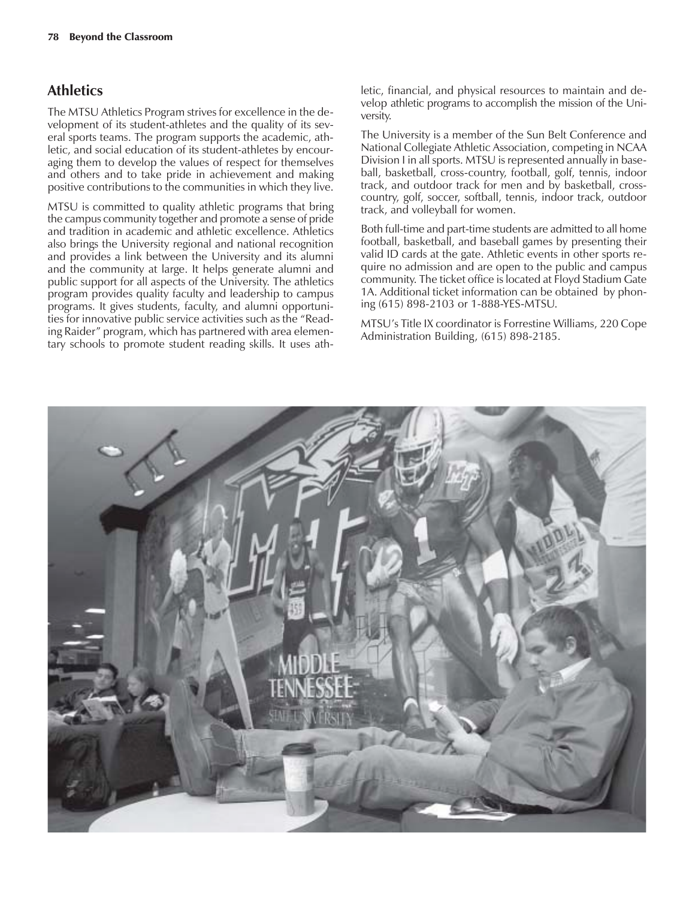## Athletics

The MTSU Athletics Program strives for excellence in the development of its student-athletes and the quality of its several sports teams. The program supports the academic, athletic, and social education of its student-athletes by encouraging them to develop the values of respect for themselves and others and to take pride in achievement and making positive contributions to the communities in which they live.

MTSU is committed to quality athletic programs that bring the campus community together and promote a sense of pride and tradition in academic and athletic excellence. Athletics also brings the University regional and national recognition and provides a link between the University and its alumni and the community at large. It helps generate alumni and public support for all aspects of the University. The athletics program provides quality faculty and leadership to campus programs. It gives students, faculty, and alumni opportunities for innovative public service activities such as the "Reading Raider" program, which has partnered with area elementary schools to promote student reading skills. It uses athletic, financial, and physical resources to maintain and develop athletic programs to accomplish the mission of the University.

The University is a member of the Sun Belt Conference and National Collegiate Athletic Association, competing in NCAA Division I in all sports. MTSU is represented annually in baseball, basketball, cross-country, football, golf, tennis, indoor track, and outdoor track for men and by basketball, cross-country, golf, soccer, softball, tennis, indoor track, outdoor track, and volleyball for women.

Both full-time and part-time students are admitted to all home football, basketball, and baseball games by presenting their valid ID cards at the gate. Athletic events in other sports require no admission and are open to the public and campus community. The ticket office is located at Floyd Stadium Gate 1A. Additional ticket information can be obtained by phoning (615) 898-2103 or 1-888-YES-MTSU.

MTSU's Title IX coordinator is Forrestine Williams, 220 Cope Administration Building, (615) 898-2185.